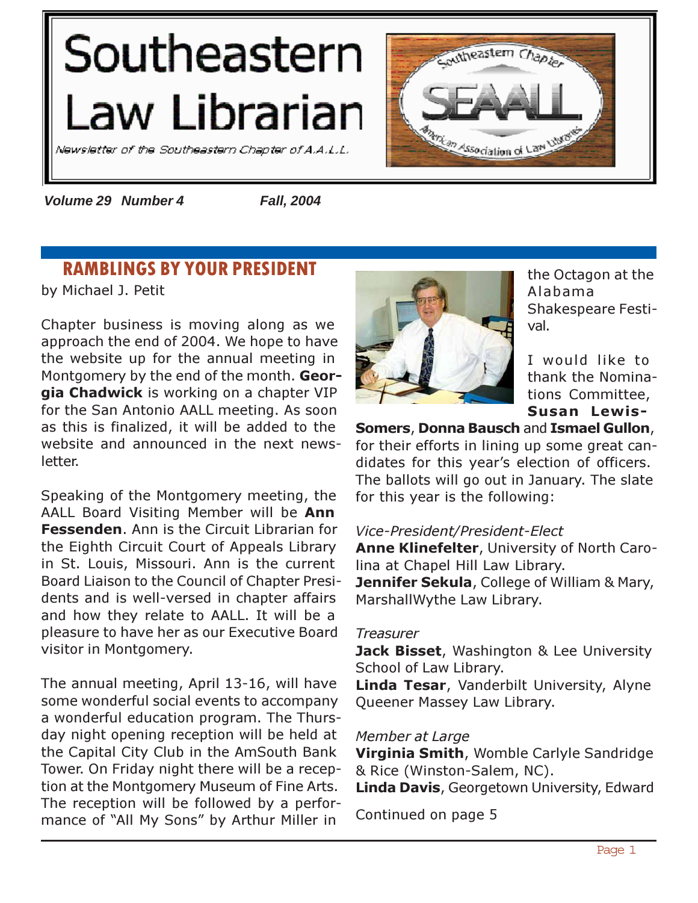# Southeastern Law Librarian

*Newsletter of the Southeastern Chapter of A.A.L.L.*

***Volume 29 Number 4*** ***Fall, 2004***

## RAMBLINGS BY YOUR PRESIDENT

by Michael J. Petit

Chapter business is moving along as we approach the end of 2004. We hope to have the website up for the annual meeting in Montgomery by the end of the month. **Georgia Chadwick** is working on a chapter VIP for the San Antonio AALL meeting. As soon as this is finalized, it will be added to the website and announced in the next newsletter.

Speaking of the Montgomery meeting, the AALL Board Visiting Member will be **Ann Fessenden**. Ann is the Circuit Librarian for the Eighth Circuit Court of Appeals Library in St. Louis, Missouri. Ann is the current Board Liaison to the Council of Chapter Presidents and is well-versed in chapter affairs and how they relate to AALL. It will be a pleasure to have her as our Executive Board visitor in Montgomery.

The annual meeting, April 13-16, will have some wonderful social events to accompany a wonderful education program. The Thursday night opening reception will be held at the Capital City Club in the AmSouth Bank Tower. On Friday night there will be a reception at the Montgomery Museum of Fine Arts. The reception will be followed by a performance of "All My Sons" by Arthur Miller in the Octagon at the Alabama Shakespeare Festival.

I would like to thank the Nominations Committee, **Susan Lewis-Somers**, **Donna Bausch** and **Ismael Gullon**, for their efforts in lining up some great candidates for this year's election of officers. The ballots will go out in January. The slate for this year is the following:

*Vice-President/President-Elect*

**Anne Klinefelter**, University of North Carolina at Chapel Hill Law Library.
**Jennifer Sekula**, College of William & Mary, MarshallWythe Law Library.

*Treasurer*

**Jack Bisset**, Washington & Lee University School of Law Library.
**Linda Tesar**, Vanderbilt University, Alyne Queener Massey Law Library.

*Member at Large*

**Virginia Smith**, Womble Carlyle Sandridge & Rice (Winston-Salem, NC).
**Linda Davis**, Georgetown University, Edward

Continued on page 5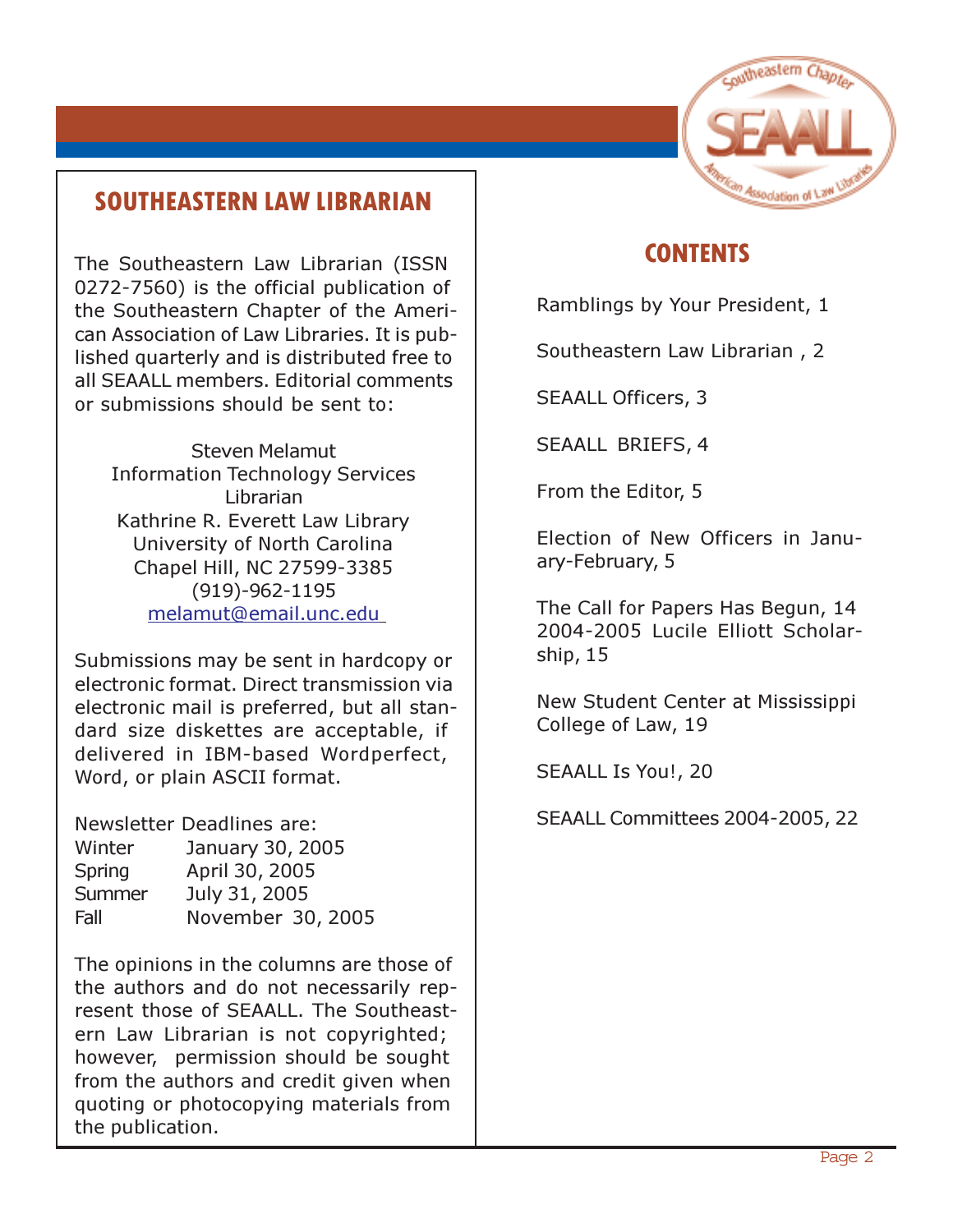## SOUTHEASTERN LAW LIBRARIAN

The Southeastern Law Librarian (ISSN 0272-7560) is the official publication of the Southeastern Chapter of the American Association of Law Libraries. It is published quarterly and is distributed free to all SEAALL members. Editorial comments or submissions should be sent to:

Steven Melamut  
Information Technology Services Librarian  
Kathrine R. Everett Law Library  
University of North Carolina  
Chapel Hill, NC 27599-3385  
(919)-962-1195  
melamut@email.unc.edu

Submissions may be sent in hardcopy or electronic format. Direct transmission via electronic mail is preferred, but all standard size diskettes are acceptable, if delivered in IBM-based Wordperfect, Word, or plain ASCII format.

Newsletter Deadlines are:

| | |
|---|---|
| Winter | January 30, 2005 |
| Spring | April 30, 2005 |
| Summer | July 31, 2005 |
| Fall | November 30, 2005 |

The opinions in the columns are those of the authors and do not necessarily represent those of SEAALL. The Southeastern Law Librarian is not copyrighted; however, permission should be sought from the authors and credit given when quoting or photocopying materials from the publication.

## CONTENTS

Ramblings by Your President, 1

Southeastern Law Librarian , 2

SEAALL Officers, 3

SEAALL BRIEFS, 4

From the Editor, 5

Election of New Officers in January-February, 5

The Call for Papers Has Begun, 14

2004-2005 Lucile Elliott Scholarship, 15

New Student Center at Mississippi College of Law, 19

SEAALL Is You!, 20

SEAALL Committees 2004-2005, 22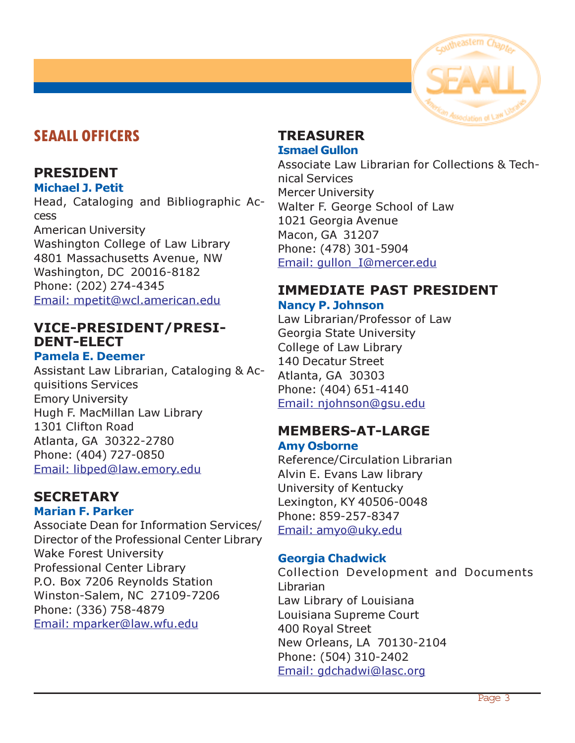# SEAALL OFFICERS

## PRESIDENT

**Michael J. Petit**
Head, Cataloging and Bibliographic Access
American University
Washington College of Law Library
4801 Massachusetts Avenue, NW
Washington, DC 20016-8182
Phone: (202) 274-4345
Email: mpetit@wcl.american.edu

## VICE-PRESIDENT/PRESIDENT-ELECT

**Pamela E. Deemer**
Assistant Law Librarian, Cataloging & Acquisitions Services
Emory University
Hugh F. MacMillan Law Library
1301 Clifton Road
Atlanta, GA 30322-2780
Phone: (404) 727-0850
Email: libped@law.emory.edu

## SECRETARY

**Marian F. Parker**
Associate Dean for Information Services/
Director of the Professional Center Library
Wake Forest University
Professional Center Library
P.O. Box 7206 Reynolds Station
Winston-Salem, NC 27109-7206
Phone: (336) 758-4879
Email: mparker@law.wfu.edu

## TREASURER

**Ismael Gullon**
Associate Law Librarian for Collections & Technical Services
Mercer University
Walter F. George School of Law
1021 Georgia Avenue
Macon, GA 31207
Phone: (478) 301-5904
Email: gullon_I@mercer.edu

## IMMEDIATE PAST PRESIDENT

**Nancy P. Johnson**
Law Librarian/Professor of Law
Georgia State University
College of Law Library
140 Decatur Street
Atlanta, GA 30303
Phone: (404) 651-4140
Email: njohnson@gsu.edu

## MEMBERS-AT-LARGE

**Amy Osborne**
Reference/Circulation Librarian
Alvin E. Evans Law library
University of Kentucky
Lexington, KY 40506-0048
Phone: 859-257-8347
Email: amyo@uky.edu

**Georgia Chadwick**
Collection Development and Documents Librarian
Law Library of Louisiana
Louisiana Supreme Court
400 Royal Street
New Orleans, LA 70130-2104
Phone: (504) 310-2402
Email: gdchadwi@lasc.org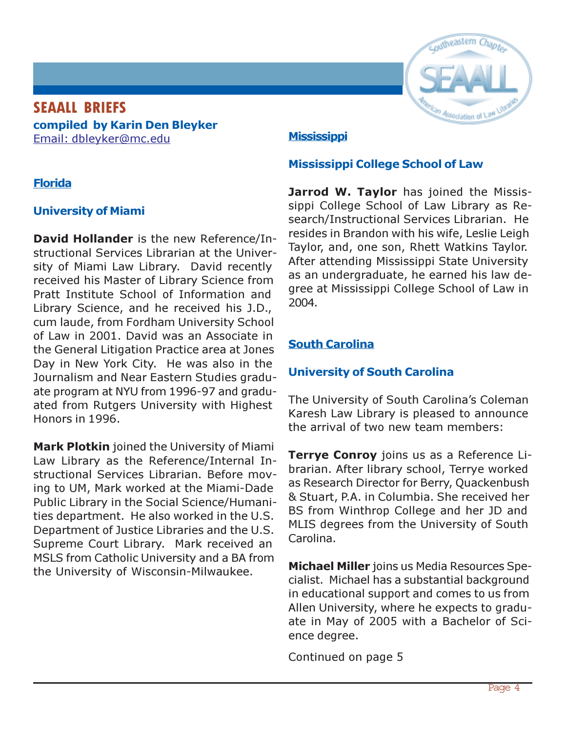# SEAALL BRIEFS

**compiled by Karin Den Bleyker**
Email: dbleyker@mc.edu

## Florida

### University of Miami

**David Hollander** is the new Reference/Instructional Services Librarian at the University of Miami Law Library. David recently received his Master of Library Science from Pratt Institute School of Information and Library Science, and he received his J.D., cum laude, from Fordham University School of Law in 2001. David was an Associate in the General Litigation Practice area at Jones Day in New York City. He was also in the Journalism and Near Eastern Studies graduate program at NYU from 1996-97 and graduated from Rutgers University with Highest Honors in 1996.

**Mark Plotkin** joined the University of Miami Law Library as the Reference/Internal Instructional Services Librarian. Before moving to UM, Mark worked at the Miami-Dade Public Library in the Social Science/Humanities department. He also worked in the U.S. Department of Justice Libraries and the U.S. Supreme Court Library. Mark received an MSLS from Catholic University and a BA from the University of Wisconsin-Milwaukee.

## Mississippi

### Mississippi College School of Law

**Jarrod W. Taylor** has joined the Mississippi College School of Law Library as Research/Instructional Services Librarian. He resides in Brandon with his wife, Leslie Leigh Taylor, and, one son, Rhett Watkins Taylor. After attending Mississippi State University as an undergraduate, he earned his law degree at Mississippi College School of Law in 2004.

## South Carolina

### University of South Carolina

The University of South Carolina's Coleman Karesh Law Library is pleased to announce the arrival of two new team members:

**Terrye Conroy** joins us as a Reference Librarian. After library school, Terrye worked as Research Director for Berry, Quackenbush & Stuart, P.A. in Columbia. She received her BS from Winthrop College and her JD and MLIS degrees from the University of South Carolina.

**Michael Miller** joins us Media Resources Specialist. Michael has a substantial background in educational support and comes to us from Allen University, where he expects to graduate in May of 2005 with a Bachelor of Science degree.

Continued on page 5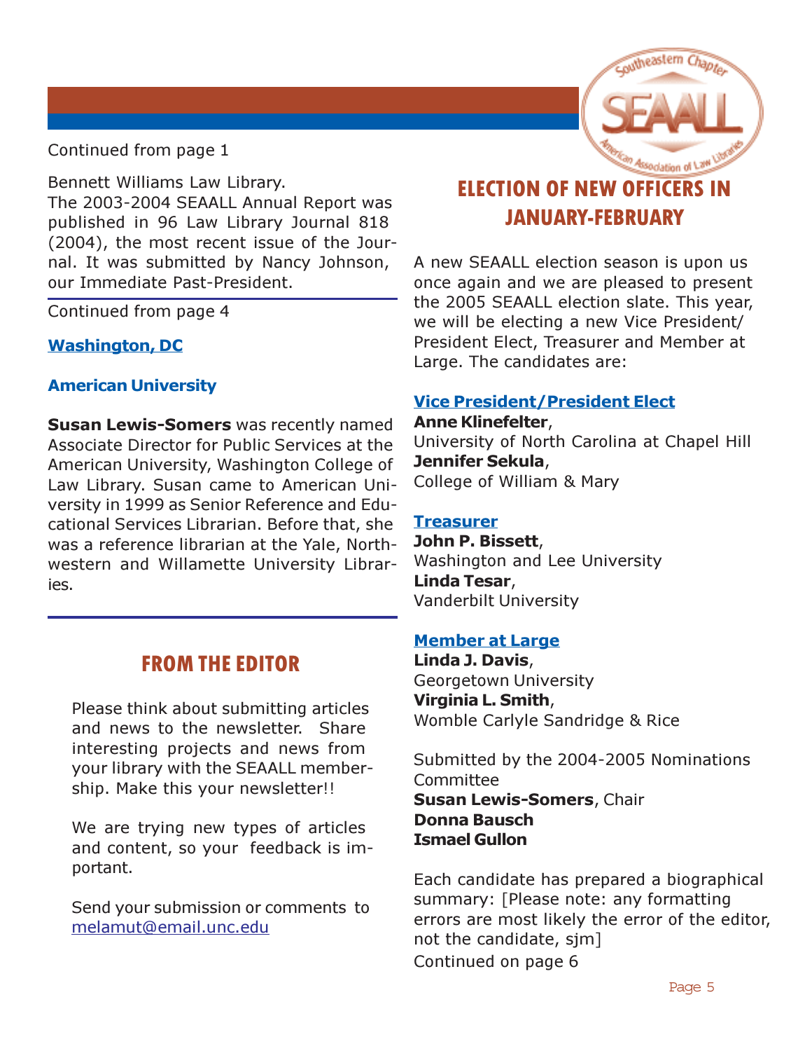Continued from page 1

Bennett Williams Law Library.
The 2003-2004 SEAALL Annual Report was published in 96 Law Library Journal 818 (2004), the most recent issue of the Journal. It was submitted by Nancy Johnson, our Immediate Past-President.

Continued from page 4

### Washington, DC

#### American University

**Susan Lewis-Somers** was recently named Associate Director for Public Services at the American University, Washington College of Law Library. Susan came to American University in 1999 as Senior Reference and Educational Services Librarian. Before that, she was a reference librarian at the Yale, Northwestern and Willamette University Libraries.

## FROM THE EDITOR

Please think about submitting articles and news to the newsletter. Share interesting projects and news from your library with the SEAALL membership. Make this your newsletter!!

We are trying new types of articles and content, so your feedback is important.

Send your submission or comments to melamut@email.unc.edu

## ELECTION OF NEW OFFICERS IN JANUARY-FEBRUARY

A new SEAALL election season is upon us once again and we are pleased to present the 2005 SEAALL election slate. This year, we will be electing a new Vice President/ President Elect, Treasurer and Member at Large. The candidates are:

### Vice President/President Elect

**Anne Klinefelter**,
University of North Carolina at Chapel Hill
**Jennifer Sekula**,
College of William & Mary

### Treasurer

**John P. Bissett**,
Washington and Lee University
**Linda Tesar**,
Vanderbilt University

### Member at Large

**Linda J. Davis**,
Georgetown University
**Virginia L. Smith**,
Womble Carlyle Sandridge & Rice

Submitted by the 2004-2005 Nominations Committee
**Susan Lewis-Somers**, Chair
**Donna Bausch**
**Ismael Gullon**

Each candidate has prepared a biographical summary: [Please note: any formatting errors are most likely the error of the editor, not the candidate, sjm]
Continued on page 6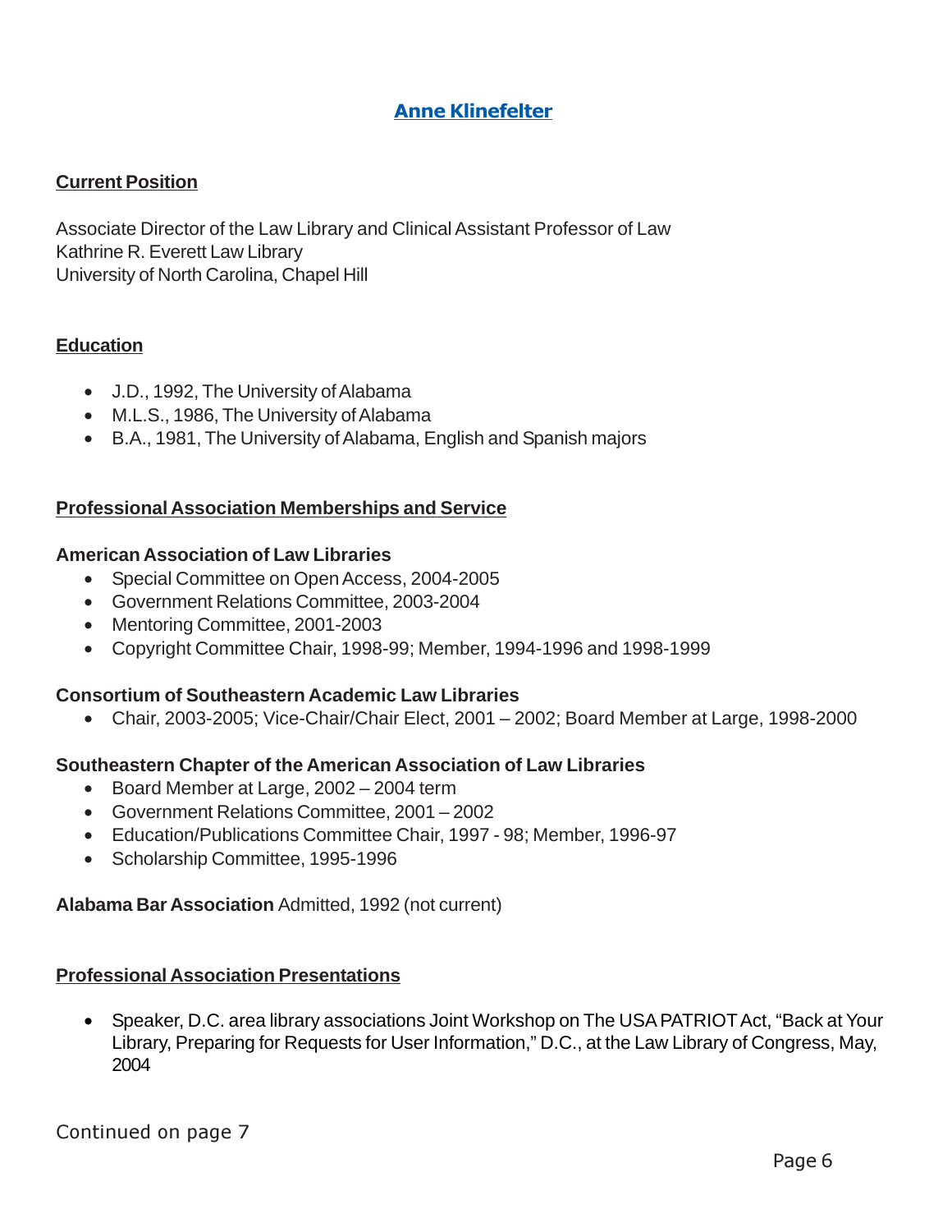# Anne Klinefelter

## Current Position

Associate Director of the Law Library and Clinical Assistant Professor of Law
Kathrine R. Everett Law Library
University of North Carolina, Chapel Hill

## Education

- J.D., 1992, The University of Alabama
- M.L.S., 1986, The University of Alabama
- B.A., 1981, The University of Alabama, English and Spanish majors

## Professional Association Memberships and Service

**American Association of Law Libraries**

- Special Committee on Open Access, 2004-2005
- Government Relations Committee, 2003-2004
- Mentoring Committee, 2001-2003
- Copyright Committee Chair, 1998-99; Member, 1994-1996 and 1998-1999

**Consortium of Southeastern Academic Law Libraries**

- Chair, 2003-2005; Vice-Chair/Chair Elect, 2001 – 2002; Board Member at Large, 1998-2000

**Southeastern Chapter of the American Association of Law Libraries**

- Board Member at Large, 2002 – 2004 term
- Government Relations Committee, 2001 – 2002
- Education/Publications Committee Chair, 1997 - 98; Member, 1996-97
- Scholarship Committee, 1995-1996

**Alabama Bar Association** Admitted, 1992 (not current)

## Professional Association Presentations

- Speaker, D.C. area library associations Joint Workshop on The USA PATRIOT Act, "Back at Your Library, Preparing for Requests for User Information," D.C., at the Law Library of Congress, May, 2004

Continued on page 7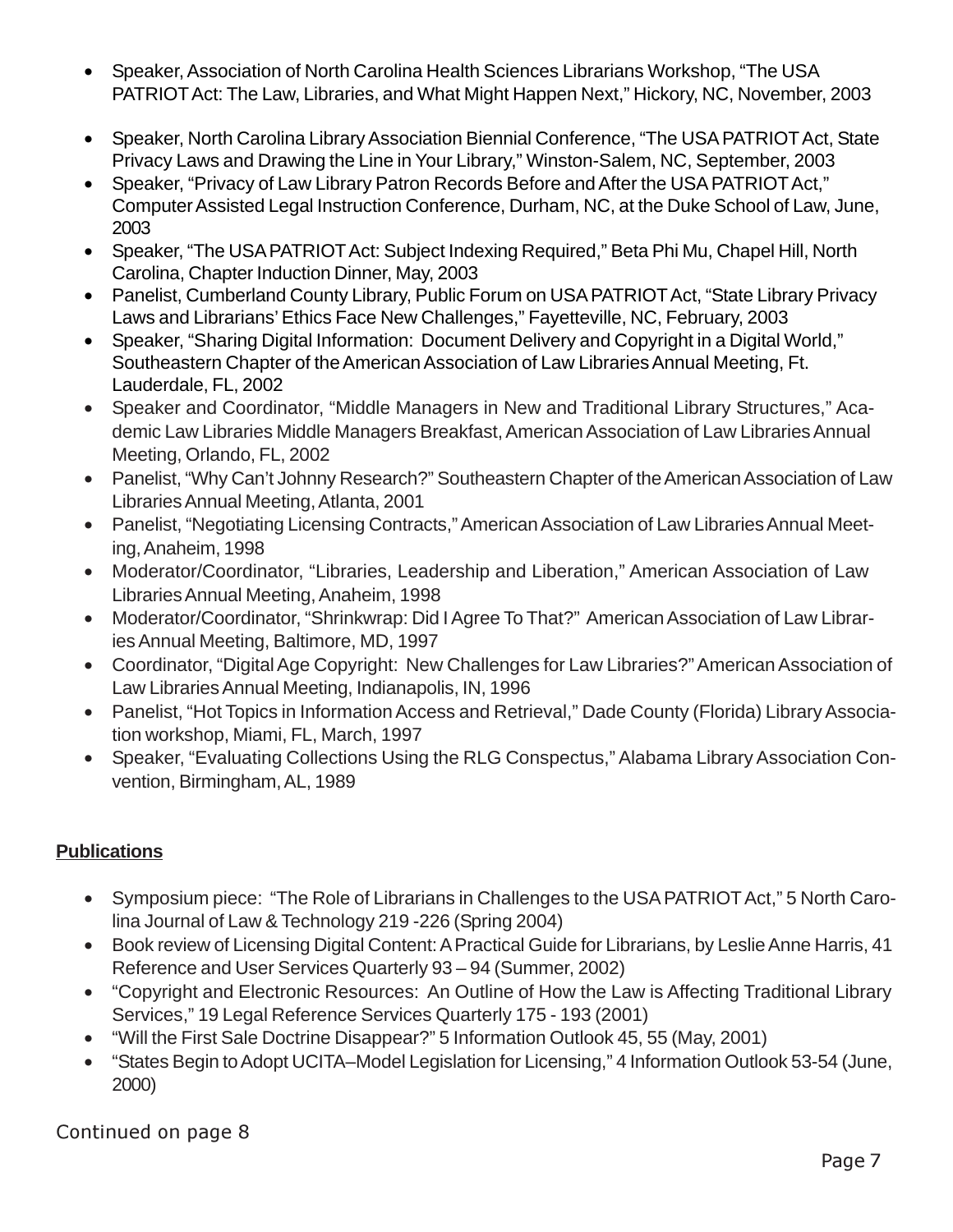- Speaker, Association of North Carolina Health Sciences Librarians Workshop, "The USA PATRIOT Act: The Law, Libraries, and What Might Happen Next," Hickory, NC, November, 2003
- Speaker, North Carolina Library Association Biennial Conference, "The USA PATRIOT Act, State Privacy Laws and Drawing the Line in Your Library," Winston-Salem, NC, September, 2003
- Speaker, "Privacy of Law Library Patron Records Before and After the USA PATRIOT Act," Computer Assisted Legal Instruction Conference, Durham, NC, at the Duke School of Law, June, 2003
- Speaker, "The USA PATRIOT Act: Subject Indexing Required," Beta Phi Mu, Chapel Hill, North Carolina, Chapter Induction Dinner, May, 2003
- Panelist, Cumberland County Library, Public Forum on USA PATRIOT Act, "State Library Privacy Laws and Librarians' Ethics Face New Challenges," Fayetteville, NC, February, 2003
- Speaker, "Sharing Digital Information: Document Delivery and Copyright in a Digital World," Southeastern Chapter of the American Association of Law Libraries Annual Meeting, Ft. Lauderdale, FL, 2002
- Speaker and Coordinator, "Middle Managers in New and Traditional Library Structures," Academic Law Libraries Middle Managers Breakfast, American Association of Law Libraries Annual Meeting, Orlando, FL, 2002
- Panelist, "Why Can't Johnny Research?" Southeastern Chapter of the American Association of Law Libraries Annual Meeting, Atlanta, 2001
- Panelist, "Negotiating Licensing Contracts," American Association of Law Libraries Annual Meeting, Anaheim, 1998
- Moderator/Coordinator, "Libraries, Leadership and Liberation," American Association of Law Libraries Annual Meeting, Anaheim, 1998
- Moderator/Coordinator, "Shrinkwrap: Did I Agree To That?" American Association of Law Libraries Annual Meeting, Baltimore, MD, 1997
- Coordinator, "Digital Age Copyright: New Challenges for Law Libraries?" American Association of Law Libraries Annual Meeting, Indianapolis, IN, 1996
- Panelist, "Hot Topics in Information Access and Retrieval," Dade County (Florida) Library Association workshop, Miami, FL, March, 1997
- Speaker, "Evaluating Collections Using the RLG Conspectus," Alabama Library Association Convention, Birmingham, AL, 1989

**Publications**

- Symposium piece: "The Role of Librarians in Challenges to the USA PATRIOT Act," 5 North Carolina Journal of Law & Technology 219 -226 (Spring 2004)
- Book review of Licensing Digital Content: A Practical Guide for Librarians, by Leslie Anne Harris, 41 Reference and User Services Quarterly 93 – 94 (Summer, 2002)
- "Copyright and Electronic Resources: An Outline of How the Law is Affecting Traditional Library Services," 19 Legal Reference Services Quarterly 175 - 193 (2001)
- "Will the First Sale Doctrine Disappear?" 5 Information Outlook 45, 55 (May, 2001)
- "States Begin to Adopt UCITA–Model Legislation for Licensing," 4 Information Outlook 53-54 (June, 2000)

Continued on page 8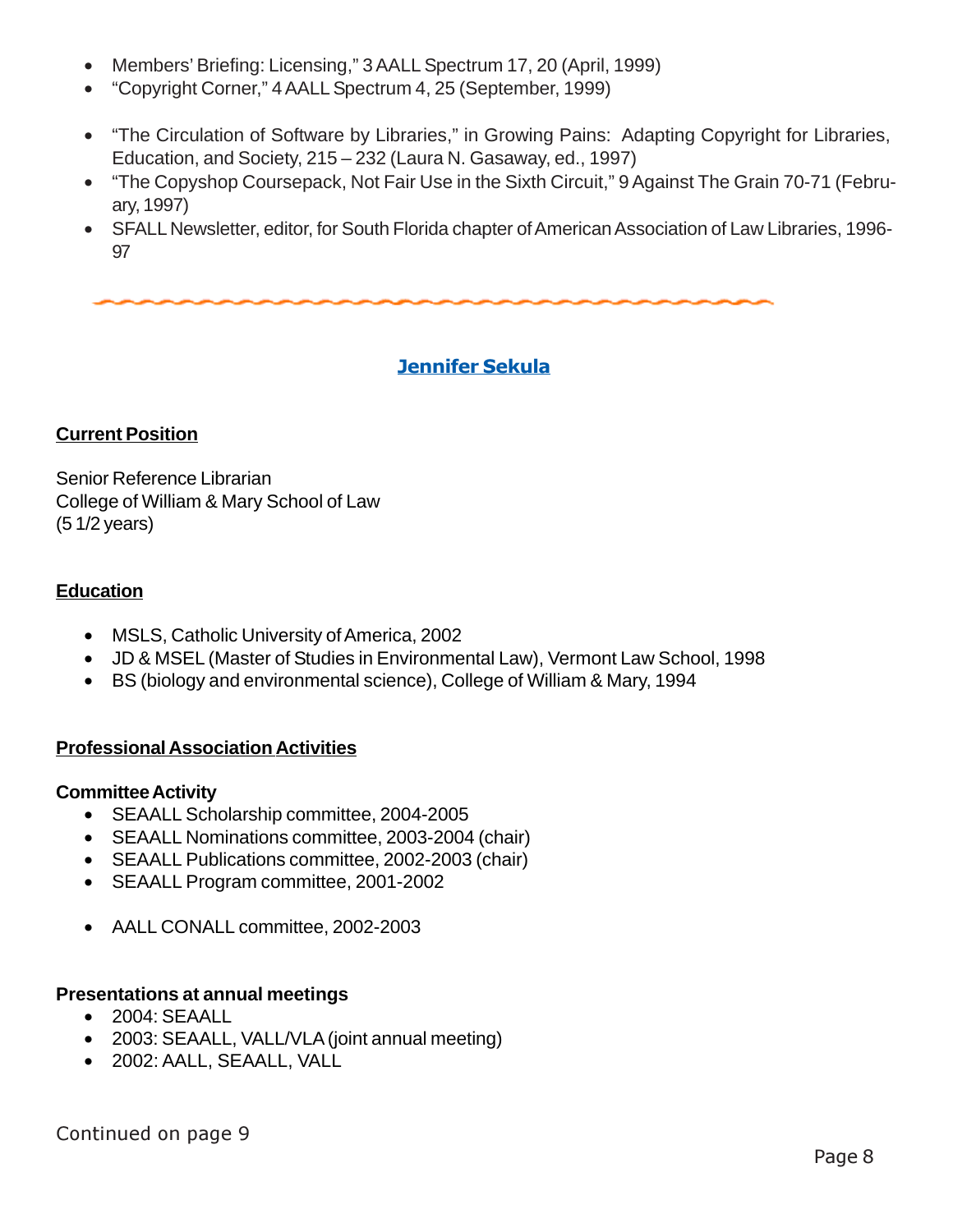- Members' Briefing: Licensing," 3 AALL Spectrum 17, 20 (April, 1999)
- "Copyright Corner," 4 AALL Spectrum 4, 25 (September, 1999)

- "The Circulation of Software by Libraries," in Growing Pains: Adapting Copyright for Libraries, Education, and Society, 215 – 232 (Laura N. Gasaway, ed., 1997)
- "The Copyshop Coursepack, Not Fair Use in the Sixth Circuit," 9 Against The Grain 70-71 (February, 1997)
- SFALL Newsletter, editor, for South Florida chapter of American Association of Law Libraries, 1996-97

## Jennifer Sekula

### Current Position

Senior Reference Librarian
College of William & Mary School of Law
(5 1/2 years)

### Education

- MSLS, Catholic University of America, 2002
- JD & MSEL (Master of Studies in Environmental Law), Vermont Law School, 1998
- BS (biology and environmental science), College of William & Mary, 1994

### Professional Association Activities

**Committee Activity**

- SEAALL Scholarship committee, 2004-2005
- SEAALL Nominations committee, 2003-2004 (chair)
- SEAALL Publications committee, 2002-2003 (chair)
- SEAALL Program committee, 2001-2002

- AALL CONALL committee, 2002-2003

**Presentations at annual meetings**

- 2004: SEAALL
- 2003: SEAALL, VALL/VLA (joint annual meeting)
- 2002: AALL, SEAALL, VALL

Continued on page 9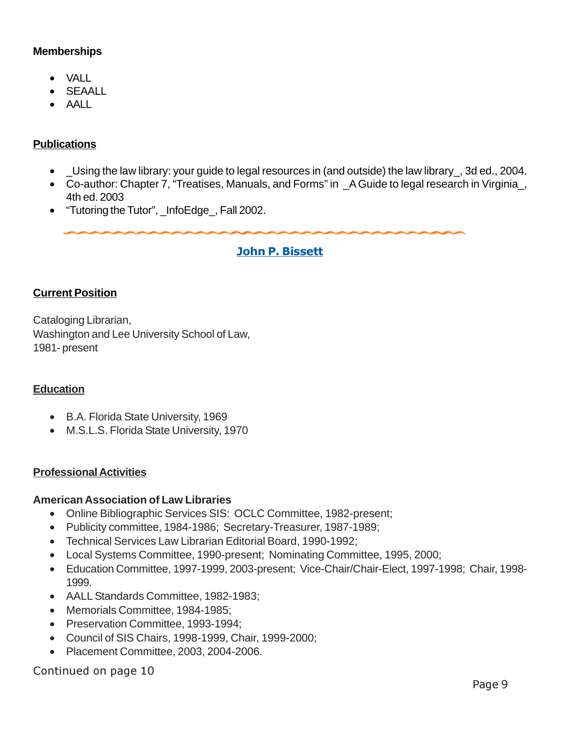**Memberships**

- VALL
- SEAALL
- AALL

**Publications**

- _Using the law library: your guide to legal resources in (and outside) the law library_, 3d ed., 2004.
- Co-author: Chapter 7, "Treatises, Manuals, and Forms" in _A Guide to legal research in Virginia_, 4th ed. 2003
- "Tutoring the Tutor", _InfoEdge_, Fall 2002.

---

## John P. Bissett

**Current Position**

Cataloging Librarian,
Washington and Lee University School of Law,
1981- present

**Education**

- B.A. Florida State University, 1969
- M.S.L.S. Florida State University, 1970

**Professional Activities**

**American Association of Law Libraries**

- Online Bibliographic Services SIS: OCLC Committee, 1982-present;
- Publicity committee, 1984-1986; Secretary-Treasurer, 1987-1989;
- Technical Services Law Librarian Editorial Board, 1990-1992;
- Local Systems Committee, 1990-present; Nominating Committee, 1995, 2000;
- Education Committee, 1997-1999, 2003-present; Vice-Chair/Chair-Elect, 1997-1998; Chair, 1998-1999.
- AALL Standards Committee, 1982-1983;
- Memorials Committee, 1984-1985;
- Preservation Committee, 1993-1994;
- Council of SIS Chairs, 1998-1999, Chair, 1999-2000;
- Placement Committee, 2003, 2004-2006.

Continued on page 10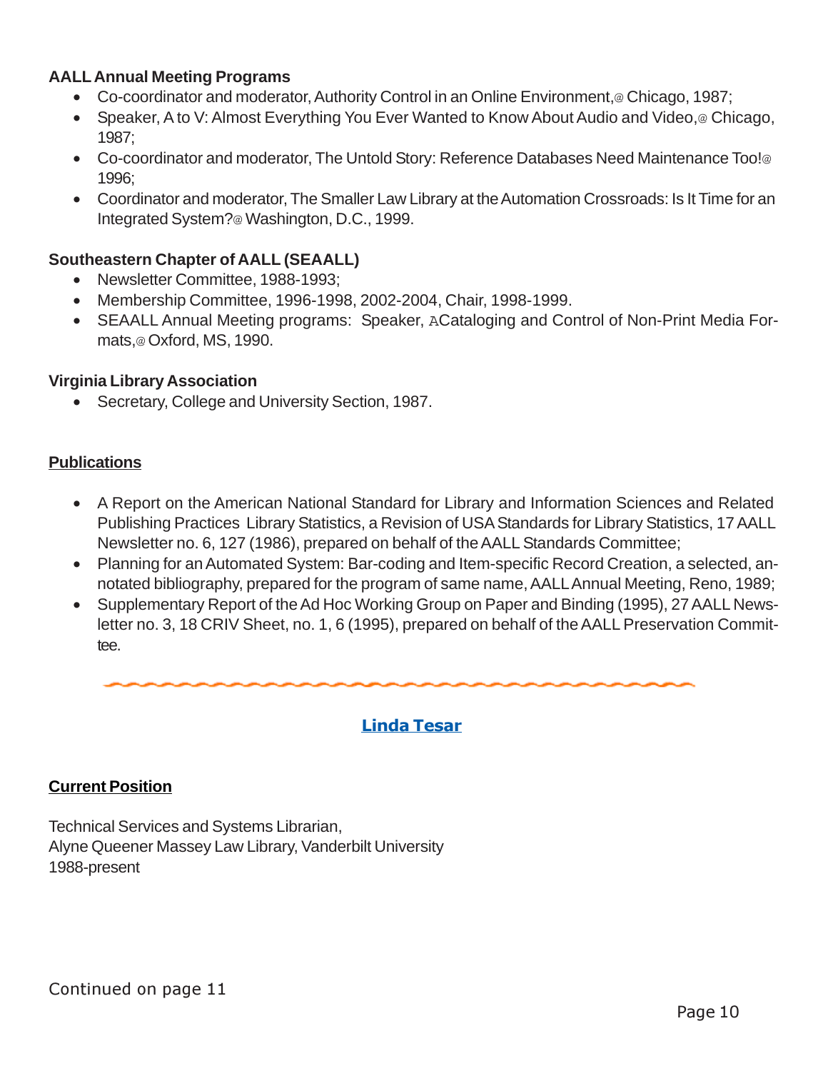**AALL Annual Meeting Programs**

- Co-coordinator and moderator, Authority Control in an Online Environment,@ Chicago, 1987;
- Speaker, A to V: Almost Everything You Ever Wanted to Know About Audio and Video,@ Chicago, 1987;
- Co-coordinator and moderator, The Untold Story: Reference Databases Need Maintenance Too!@ 1996;
- Coordinator and moderator, The Smaller Law Library at the Automation Crossroads: Is It Time for an Integrated System?@ Washington, D.C., 1999.

**Southeastern Chapter of AALL (SEAALL)**

- Newsletter Committee, 1988-1993;
- Membership Committee, 1996-1998, 2002-2004, Chair, 1998-1999.
- SEAALL Annual Meeting programs: Speaker, ACataloging and Control of Non-Print Media Formats,@ Oxford, MS, 1990.

**Virginia Library Association**

- Secretary, College and University Section, 1987.

**Publications**

- A Report on the American National Standard for Library and Information Sciences and Related Publishing Practices Library Statistics, a Revision of USA Standards for Library Statistics, 17 AALL Newsletter no. 6, 127 (1986), prepared on behalf of the AALL Standards Committee;
- Planning for an Automated System: Bar-coding and Item-specific Record Creation, a selected, annotated bibliography, prepared for the program of same name, AALL Annual Meeting, Reno, 1989;
- Supplementary Report of the Ad Hoc Working Group on Paper and Binding (1995), 27 AALL Newsletter no. 3, 18 CRIV Sheet, no. 1, 6 (1995), prepared on behalf of the AALL Preservation Committee.

## Linda Tesar

**Current Position**

Technical Services and Systems Librarian,
Alyne Queener Massey Law Library, Vanderbilt University
1988-present

Continued on page 11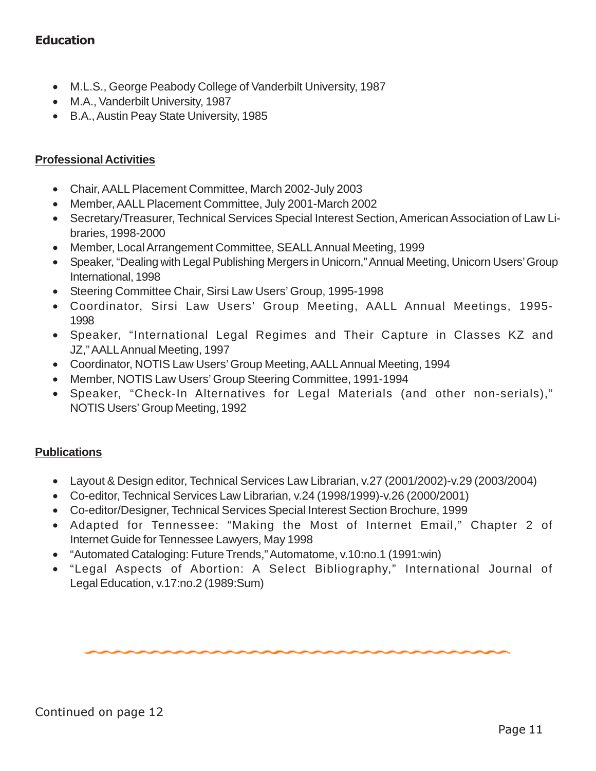## Education

- M.L.S., George Peabody College of Vanderbilt University, 1987
- M.A., Vanderbilt University, 1987
- B.A., Austin Peay State University, 1985

## Professional Activities

- Chair, AALL Placement Committee, March 2002-July 2003
- Member, AALL Placement Committee, July 2001-March 2002
- Secretary/Treasurer, Technical Services Special Interest Section, American Association of Law Libraries, 1998-2000
- Member, Local Arrangement Committee, SEALL Annual Meeting, 1999
- Speaker, "Dealing with Legal Publishing Mergers in Unicorn," Annual Meeting, Unicorn Users' Group International, 1998
- Steering Committee Chair, Sirsi Law Users' Group, 1995-1998
- Coordinator, Sirsi Law Users' Group Meeting, AALL Annual Meetings, 1995-1998
- Speaker, "International Legal Regimes and Their Capture in Classes KZ and JZ," AALL Annual Meeting, 1997
- Coordinator, NOTIS Law Users' Group Meeting, AALL Annual Meeting, 1994
- Member, NOTIS Law Users' Group Steering Committee, 1991-1994
- Speaker, "Check-In Alternatives for Legal Materials (and other non-serials)," NOTIS Users' Group Meeting, 1992

## Publications

- Layout & Design editor, Technical Services Law Librarian, v.27 (2001/2002)-v.29 (2003/2004)
- Co-editor, Technical Services Law Librarian, v.24 (1998/1999)-v.26 (2000/2001)
- Co-editor/Designer, Technical Services Special Interest Section Brochure, 1999
- Adapted for Tennessee: "Making the Most of Internet Email," Chapter 2 of Internet Guide for Tennessee Lawyers, May 1998
- "Automated Cataloging: Future Trends," Automatome, v.10:no.1 (1991:win)
- "Legal Aspects of Abortion: A Select Bibliography," International Journal of Legal Education, v.17:no.2 (1989:Sum)

Continued on page 12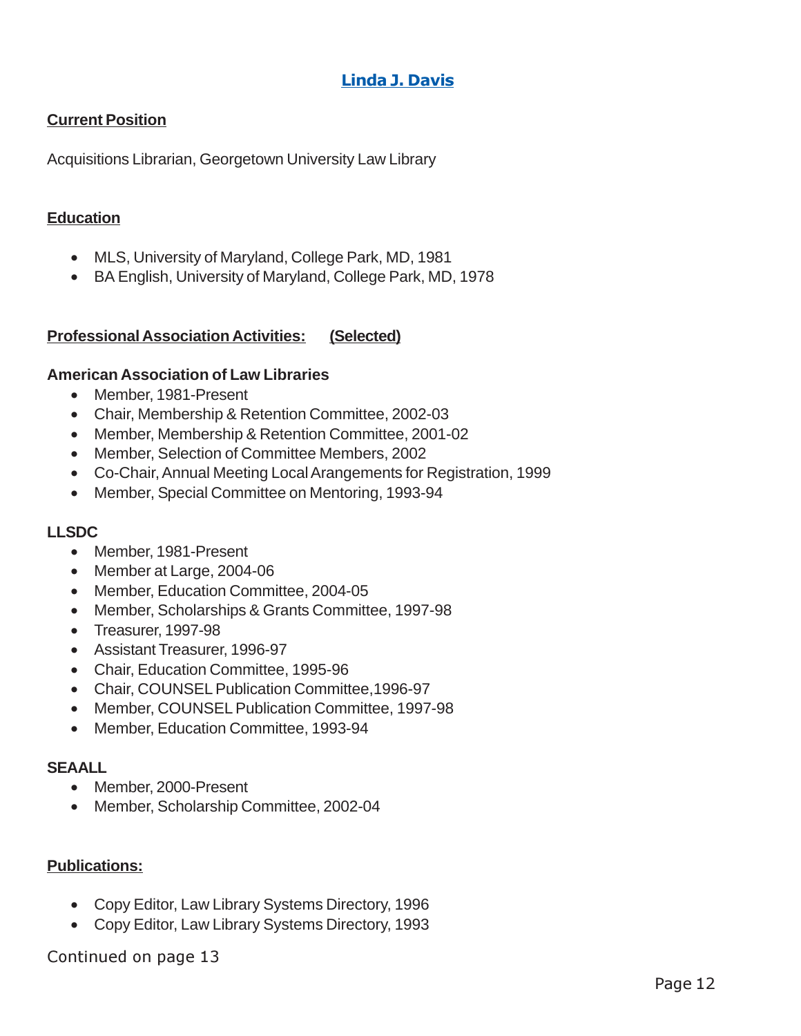## Linda J. Davis

**Current Position**

Acquisitions Librarian, Georgetown University Law Library

**Education**

- MLS, University of Maryland, College Park, MD, 1981
- BA English, University of Maryland, College Park, MD, 1978

**Professional Association Activities: (Selected)**

**American Association of Law Libraries**

- Member, 1981-Present
- Chair, Membership & Retention Committee, 2002-03
- Member, Membership & Retention Committee, 2001-02
- Member, Selection of Committee Members, 2002
- Co-Chair, Annual Meeting Local Arangements for Registration, 1999
- Member, Special Committee on Mentoring, 1993-94

**LLSDC**

- Member, 1981-Present
- Member at Large, 2004-06
- Member, Education Committee, 2004-05
- Member, Scholarships & Grants Committee, 1997-98
- Treasurer, 1997-98
- Assistant Treasurer, 1996-97
- Chair, Education Committee, 1995-96
- Chair, COUNSEL Publication Committee,1996-97
- Member, COUNSEL Publication Committee, 1997-98
- Member, Education Committee, 1993-94

**SEAALL**

- Member, 2000-Present
- Member, Scholarship Committee, 2002-04

**Publications:**

- Copy Editor, Law Library Systems Directory, 1996
- Copy Editor, Law Library Systems Directory, 1993

Continued on page 13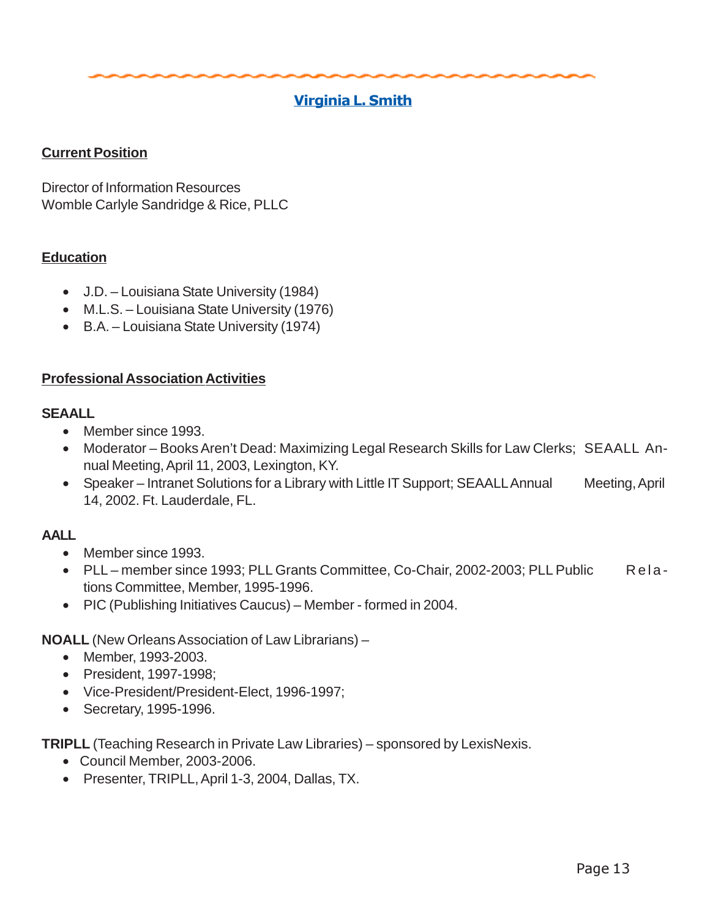## Virginia L. Smith

### Current Position

Director of Information Resources
Womble Carlyle Sandridge & Rice, PLLC

### Education

- J.D. – Louisiana State University (1984)
- M.L.S. – Louisiana State University (1976)
- B.A. – Louisiana State University (1974)

### Professional Association Activities

**SEAALL**

- Member since 1993.
- Moderator – Books Aren't Dead: Maximizing Legal Research Skills for Law Clerks; SEAALL Annual Meeting, April 11, 2003, Lexington, KY.
- Speaker – Intranet Solutions for a Library with Little IT Support; SEAALL Annual Meeting, April 14, 2002. Ft. Lauderdale, FL.

**AALL**

- Member since 1993.
- PLL – member since 1993; PLL Grants Committee, Co-Chair, 2002-2003; PLL Public Relations Committee, Member, 1995-1996.
- PIC (Publishing Initiatives Caucus) – Member - formed in 2004.

**NOALL** (New Orleans Association of Law Librarians) –

- Member, 1993-2003.
- President, 1997-1998;
- Vice-President/President-Elect, 1996-1997;
- Secretary, 1995-1996.

**TRIPLL** (Teaching Research in Private Law Libraries) – sponsored by LexisNexis.

- Council Member, 2003-2006.
- Presenter, TRIPLL, April 1-3, 2004, Dallas, TX.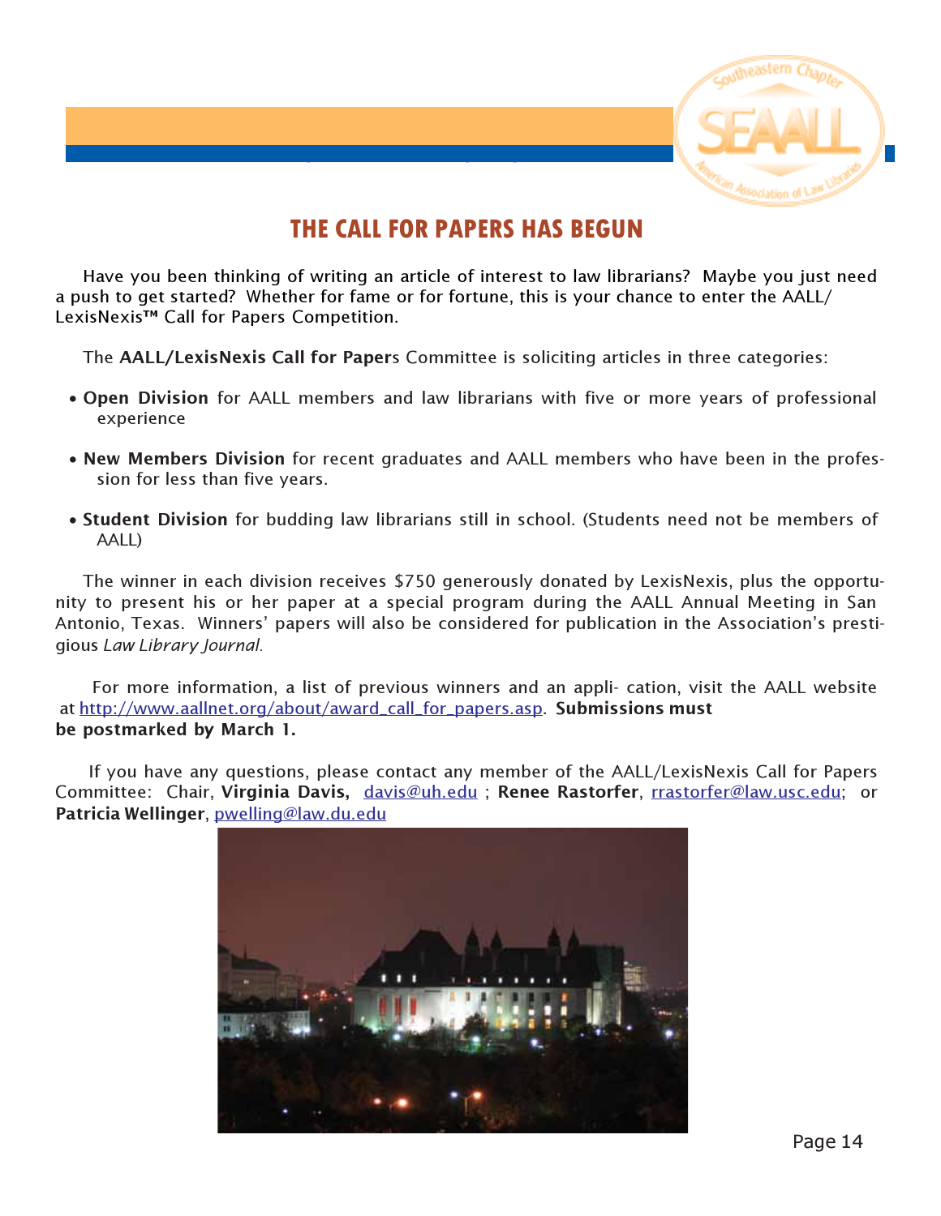# THE CALL FOR PAPERS HAS BEGUN

Have you been thinking of writing an article of interest to law librarians? Maybe you just need a push to get started? Whether for fame or for fortune, this is your chance to enter the AALL/ LexisNexis™ Call for Papers Competition.

The **AALL/LexisNexis Call for Paper**s Committee is soliciting articles in three categories:

- **Open Division** for AALL members and law librarians with five or more years of professional experience
- **New Members Division** for recent graduates and AALL members who have been in the profession for less than five years.
- **Student Division** for budding law librarians still in school. (Students need not be members of AALL)

The winner in each division receives $750 generously donated by LexisNexis, plus the opportunity to present his or her paper at a special program during the AALL Annual Meeting in San Antonio, Texas. Winners' papers will also be considered for publication in the Association's prestigious *Law Library Journal.*

For more information, a list of previous winners and an appli- cation, visit the AALL website at http://www.aallnet.org/about/award_call_for_papers.asp. **Submissions must be postmarked by March 1.**

If you have any questions, please contact any member of the AALL/LexisNexis Call for Papers Committee: Chair, **Virginia Davis,** davis@uh.edu ; **Renee Rastorfer**, rrastorfer@law.usc.edu; or **Patricia Wellinger**, pwelling@law.du.edu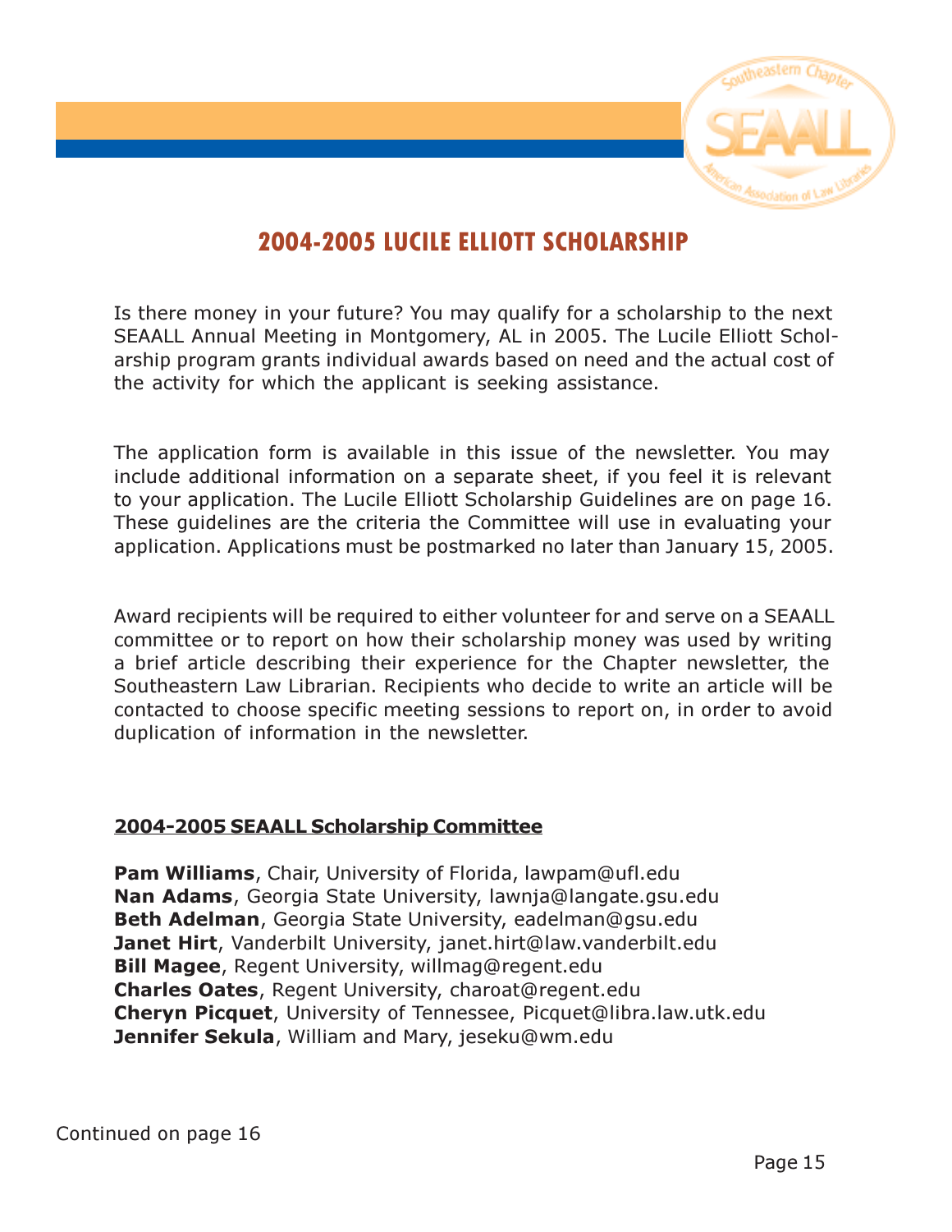# 2004-2005 LUCILE ELLIOTT SCHOLARSHIP

Is there money in your future? You may qualify for a scholarship to the next SEAALL Annual Meeting in Montgomery, AL in 2005. The Lucile Elliott Scholarship program grants individual awards based on need and the actual cost of the activity for which the applicant is seeking assistance.

The application form is available in this issue of the newsletter. You may include additional information on a separate sheet, if you feel it is relevant to your application. The Lucile Elliott Scholarship Guidelines are on page 16. These guidelines are the criteria the Committee will use in evaluating your application. Applications must be postmarked no later than January 15, 2005.

Award recipients will be required to either volunteer for and serve on a SEAALL committee or to report on how their scholarship money was used by writing a brief article describing their experience for the Chapter newsletter, the Southeastern Law Librarian. Recipients who decide to write an article will be contacted to choose specific meeting sessions to report on, in order to avoid duplication of information in the newsletter.

**2004-2005 SEAALL Scholarship Committee**

**Pam Williams**, Chair, University of Florida, lawpam@ufl.edu
**Nan Adams**, Georgia State University, lawnja@langate.gsu.edu
**Beth Adelman**, Georgia State University, eadelman@gsu.edu
**Janet Hirt**, Vanderbilt University, janet.hirt@law.vanderbilt.edu
**Bill Magee**, Regent University, willmag@regent.edu
**Charles Oates**, Regent University, charoat@regent.edu
**Cheryn Picquet**, University of Tennessee, Picquet@libra.law.utk.edu
**Jennifer Sekula**, William and Mary, jeseku@wm.edu

Continued on page 16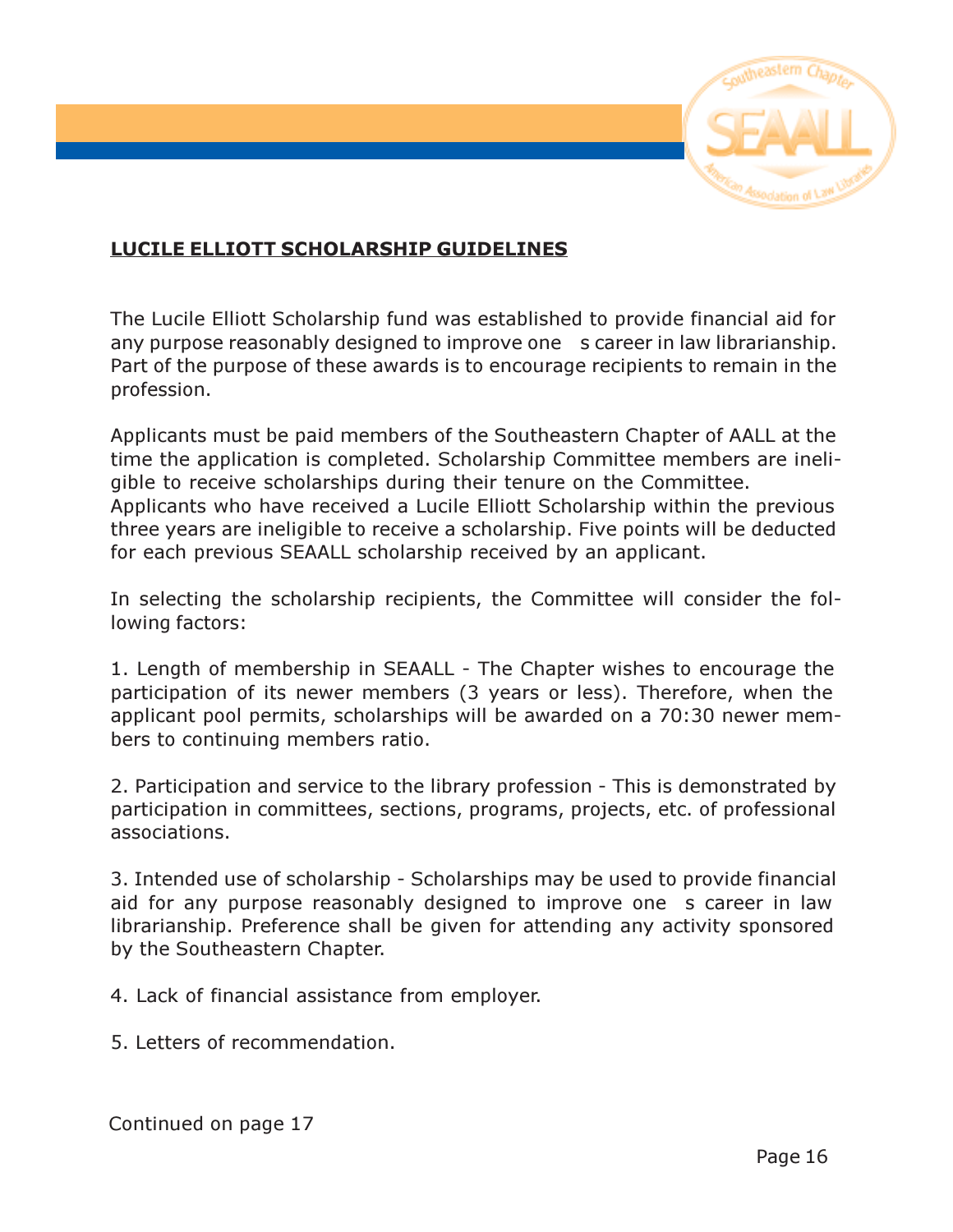**LUCILE ELLIOTT SCHOLARSHIP GUIDELINES**

The Lucile Elliott Scholarship fund was established to provide financial aid for any purpose reasonably designed to improve one s career in law librarianship. Part of the purpose of these awards is to encourage recipients to remain in the profession.

Applicants must be paid members of the Southeastern Chapter of AALL at the time the application is completed. Scholarship Committee members are ineligible to receive scholarships during their tenure on the Committee. Applicants who have received a Lucile Elliott Scholarship within the previous three years are ineligible to receive a scholarship. Five points will be deducted for each previous SEAALL scholarship received by an applicant.

In selecting the scholarship recipients, the Committee will consider the following factors:

1. Length of membership in SEAALL - The Chapter wishes to encourage the participation of its newer members (3 years or less). Therefore, when the applicant pool permits, scholarships will be awarded on a 70:30 newer members to continuing members ratio.

2. Participation and service to the library profession - This is demonstrated by participation in committees, sections, programs, projects, etc. of professional associations.

3. Intended use of scholarship - Scholarships may be used to provide financial aid for any purpose reasonably designed to improve one s career in law librarianship. Preference shall be given for attending any activity sponsored by the Southeastern Chapter.

4. Lack of financial assistance from employer.

5. Letters of recommendation.

Continued on page 17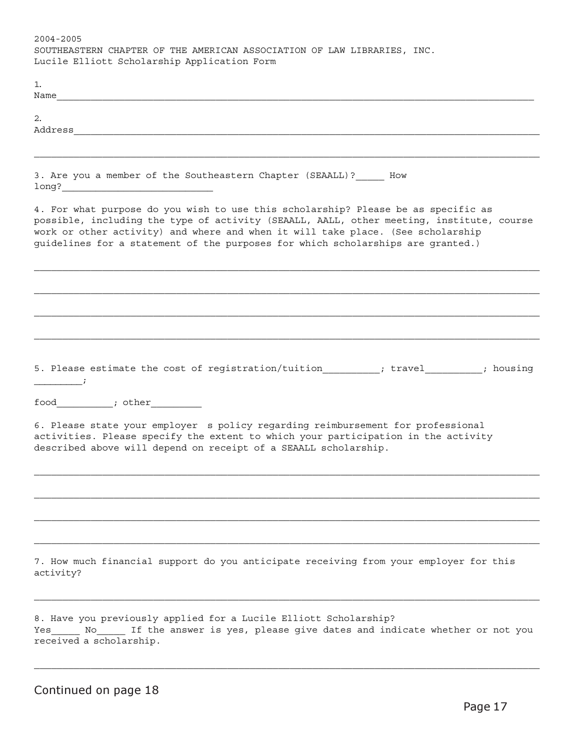2004-2005

SOUTHEASTERN CHAPTER OF THE AMERICAN ASSOCIATION OF LAW LIBRARIES, INC.

Lucile Elliott Scholarship Application Form

1. Name_____________________________________________________________________________________

2. Address___________________________________________________________________________________

_____________________________________________________________________________________________

3. Are you a member of the Southeastern Chapter (SEAALL)?_____ How long?___________________________

4. For what purpose do you wish to use this scholarship? Please be as specific as possible, including the type of activity (SEAALL, AALL, other meeting, institute, course work or other activity) and where and when it will take place. (See scholarship guidelines for a statement of the purposes for which scholarships are granted.)

_____________________________________________________________________________________________

_____________________________________________________________________________________________

_____________________________________________________________________________________________

_____________________________________________________________________________________________

5. Please estimate the cost of registration/tuition__________; travel__________; housing _________;

food__________; other_________

6. Please state your employer s policy regarding reimbursement for professional activities. Please specify the extent to which your participation in the activity described above will depend on receipt of a SEAALL scholarship.

_____________________________________________________________________________________________

_____________________________________________________________________________________________

_____________________________________________________________________________________________

_____________________________________________________________________________________________

7. How much financial support do you anticipate receiving from your employer for this activity?

_____________________________________________________________________________________________

8. Have you previously applied for a Lucile Elliott Scholarship?
Yes_____ No_____ If the answer is yes, please give dates and indicate whether or not you received a scholarship.

_____________________________________________________________________________________________

Continued on page 18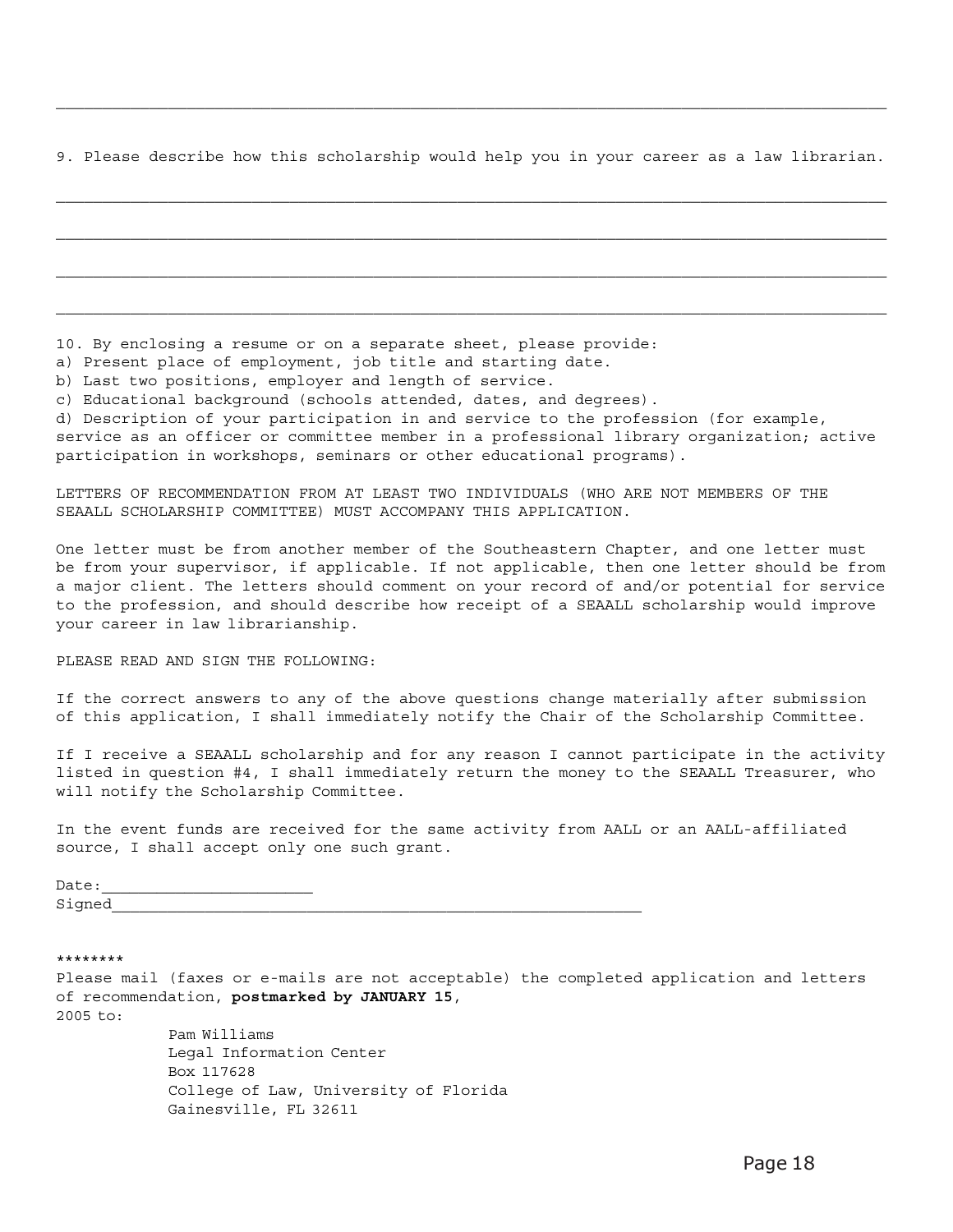______________________________________________________________________________

9. Please describe how this scholarship would help you in your career as a law librarian.

______________________________________________________________________________

______________________________________________________________________________

______________________________________________________________________________

______________________________________________________________________________

10. By enclosing a resume or on a separate sheet, please provide:
a) Present place of employment, job title and starting date.
b) Last two positions, employer and length of service.
c) Educational background (schools attended, dates, and degrees).
d) Description of your participation in and service to the profession (for example, service as an officer or committee member in a professional library organization; active participation in workshops, seminars or other educational programs).

LETTERS OF RECOMMENDATION FROM AT LEAST TWO INDIVIDUALS (WHO ARE NOT MEMBERS OF THE SEAALL SCHOLARSHIP COMMITTEE) MUST ACCOMPANY THIS APPLICATION.

One letter must be from another member of the Southeastern Chapter, and one letter must be from your supervisor, if applicable. If not applicable, then one letter should be from a major client. The letters should comment on your record of and/or potential for service to the profession, and should describe how receipt of a SEAALL scholarship would improve your career in law librarianship.

PLEASE READ AND SIGN THE FOLLOWING:

If the correct answers to any of the above questions change materially after submission of this application, I shall immediately notify the Chair of the Scholarship Committee.

If I receive a SEAALL scholarship and for any reason I cannot participate in the activity listed in question #4, I shall immediately return the money to the SEAALL Treasurer, who will notify the Scholarship Committee.

In the event funds are received for the same activity from AALL or an AALL-affiliated source, I shall accept only one such grant.

Date:______________________
Signed__________________________________________________________

********
Please mail (faxes or e-mails are not acceptable) the completed application and letters of recommendation, **postmarked by JANUARY 15**, 2005 to:

Pam Williams
Legal Information Center
Box 117628
College of Law, University of Florida
Gainesville, FL 32611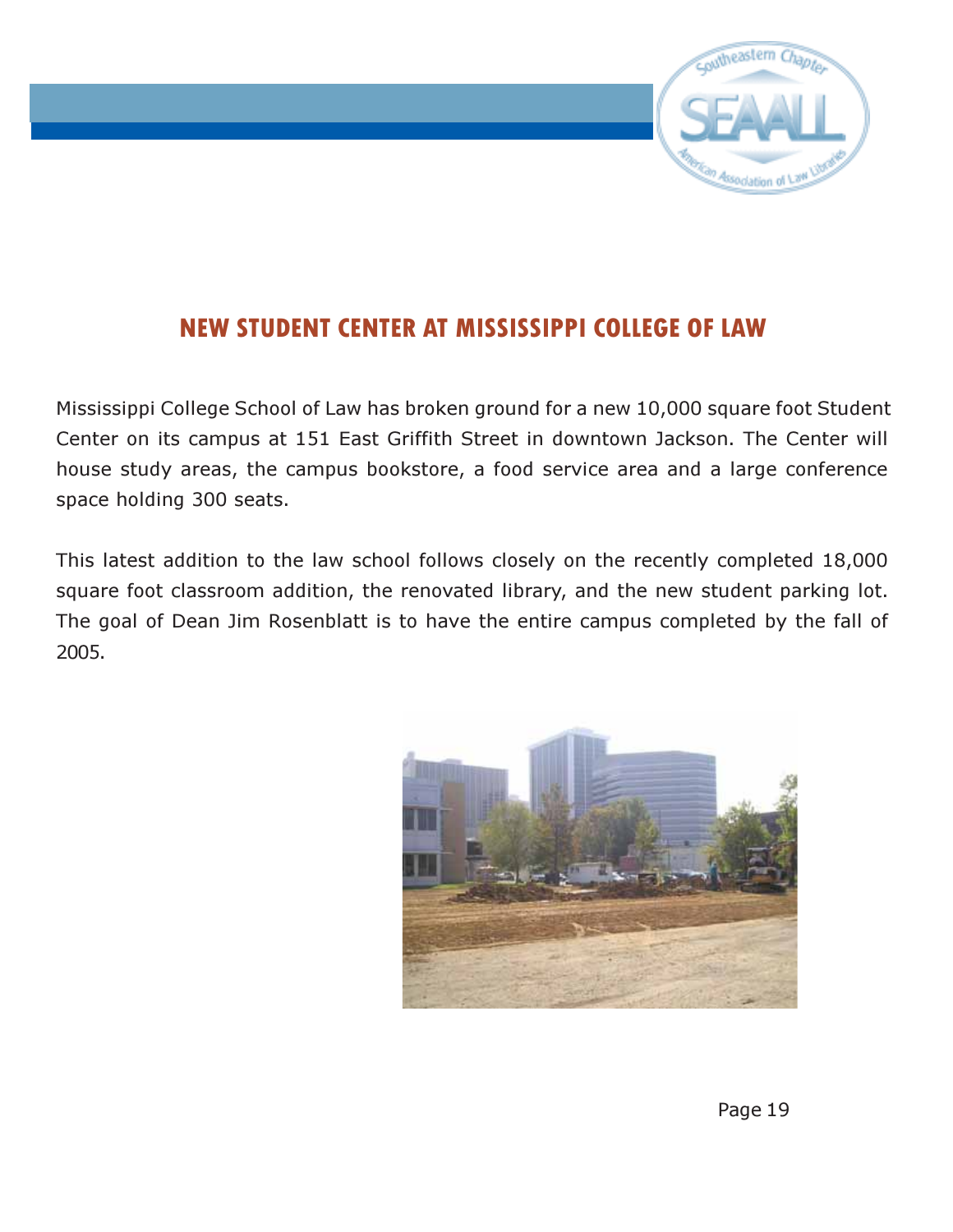# NEW STUDENT CENTER AT MISSISSIPPI COLLEGE OF LAW

Mississippi College School of Law has broken ground for a new 10,000 square foot Student Center on its campus at 151 East Griffith Street in downtown Jackson. The Center will house study areas, the campus bookstore, a food service area and a large conference space holding 300 seats.

This latest addition to the law school follows closely on the recently completed 18,000 square foot classroom addition, the renovated library, and the new student parking lot. The goal of Dean Jim Rosenblatt is to have the entire campus completed by the fall of 2005.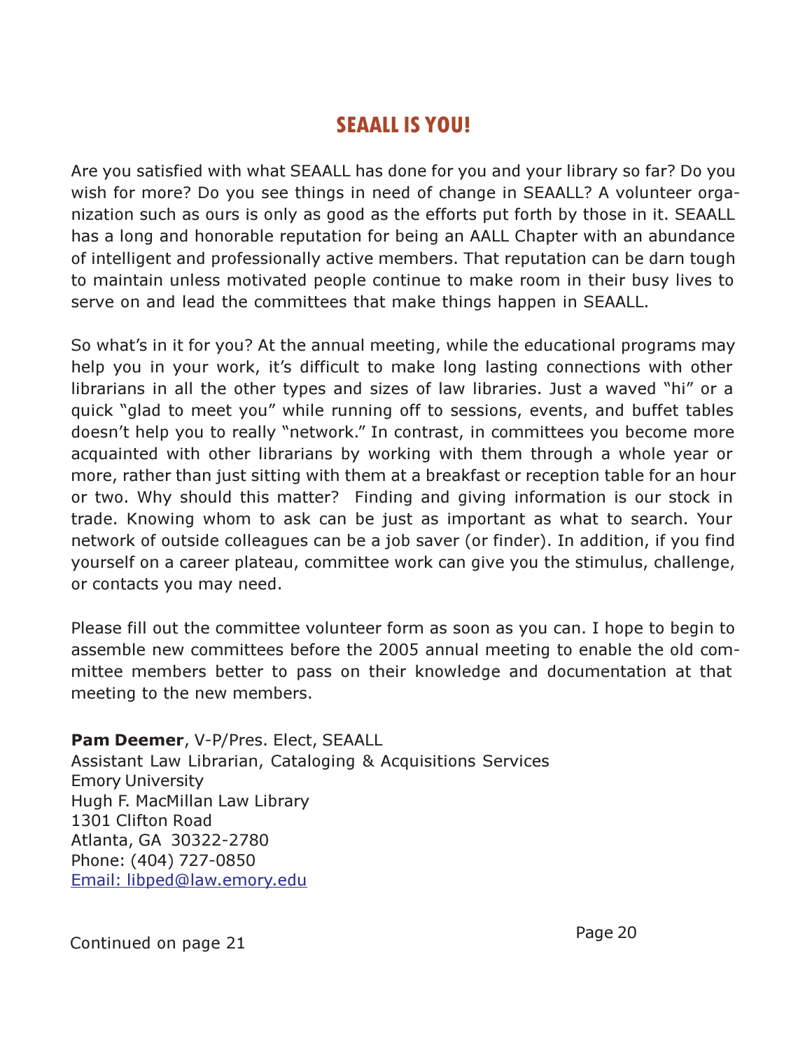## SEAALL IS YOU!

Are you satisfied with what SEAALL has done for you and your library so far? Do you wish for more? Do you see things in need of change in SEAALL? A volunteer organization such as ours is only as good as the efforts put forth by those in it. SEAALL has a long and honorable reputation for being an AALL Chapter with an abundance of intelligent and professionally active members. That reputation can be darn tough to maintain unless motivated people continue to make room in their busy lives to serve on and lead the committees that make things happen in SEAALL.

So what's in it for you? At the annual meeting, while the educational programs may help you in your work, it's difficult to make long lasting connections with other librarians in all the other types and sizes of law libraries. Just a waved "hi" or a quick "glad to meet you" while running off to sessions, events, and buffet tables doesn't help you to really "network." In contrast, in committees you become more acquainted with other librarians by working with them through a whole year or more, rather than just sitting with them at a breakfast or reception table for an hour or two. Why should this matter? Finding and giving information is our stock in trade. Knowing whom to ask can be just as important as what to search. Your network of outside colleagues can be a job saver (or finder). In addition, if you find yourself on a career plateau, committee work can give you the stimulus, challenge, or contacts you may need.

Please fill out the committee volunteer form as soon as you can. I hope to begin to assemble new committees before the 2005 annual meeting to enable the old committee members better to pass on their knowledge and documentation at that meeting to the new members.

**Pam Deemer**, V-P/Pres. Elect, SEAALL
Assistant Law Librarian, Cataloging & Acquisitions Services
Emory University
Hugh F. MacMillan Law Library
1301 Clifton Road
Atlanta, GA 30322-2780
Phone: (404) 727-0850
Email: libped@law.emory.edu

Continued on page 21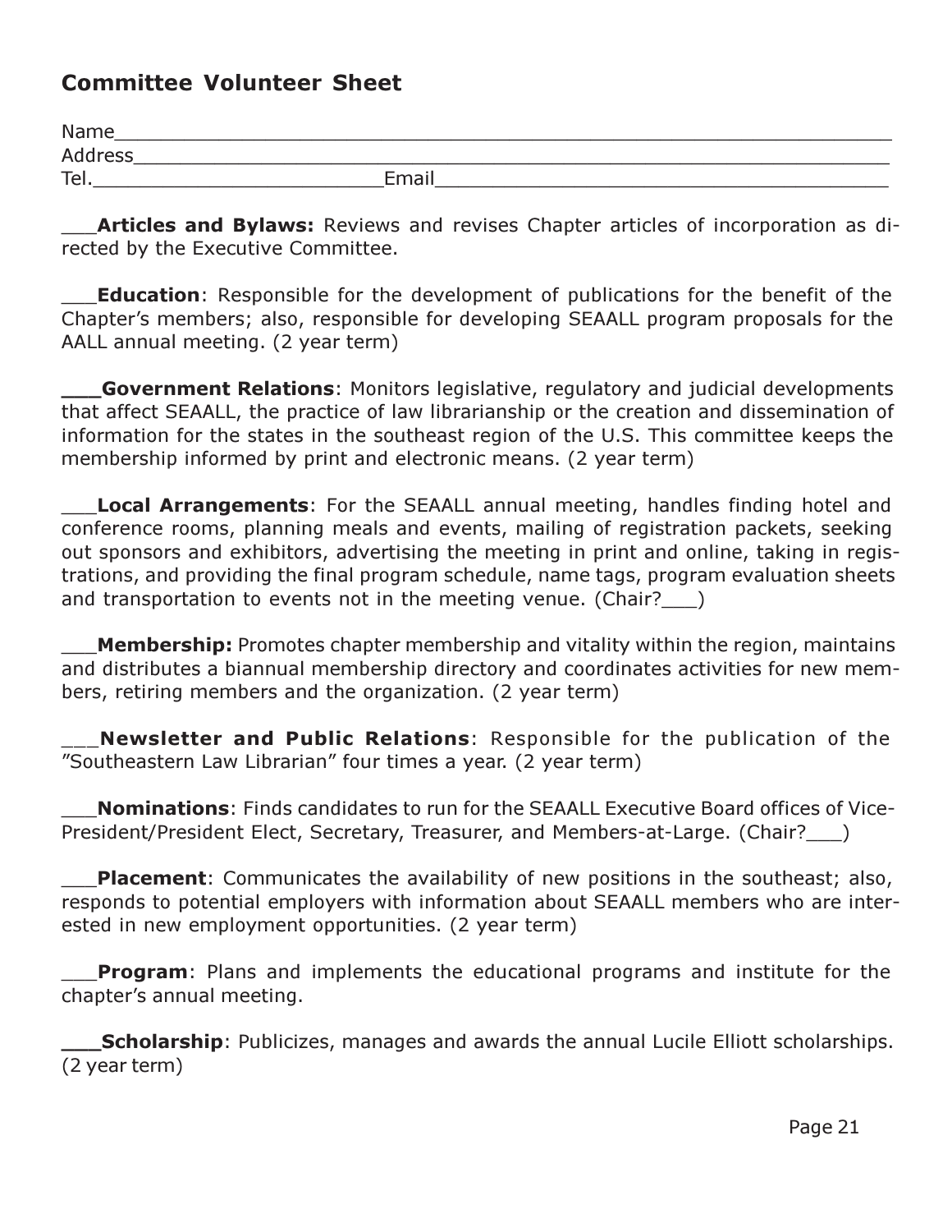## Committee Volunteer Sheet

Name_____________________________________________________________

Address___________________________________________________________

Tel.________________________Email______________________________________

___**Articles and Bylaws:** Reviews and revises Chapter articles of incorporation as directed by the Executive Committee.

___**Education**: Responsible for the development of publications for the benefit of the Chapter's members; also, responsible for developing SEAALL program proposals for the AALL annual meeting. (2 year term)

___**Government Relations**: Monitors legislative, regulatory and judicial developments that affect SEAALL, the practice of law librarianship or the creation and dissemination of information for the states in the southeast region of the U.S. This committee keeps the membership informed by print and electronic means. (2 year term)

___**Local Arrangements**: For the SEAALL annual meeting, handles finding hotel and conference rooms, planning meals and events, mailing of registration packets, seeking out sponsors and exhibitors, advertising the meeting in print and online, taking in registrations, and providing the final program schedule, name tags, program evaluation sheets and transportation to events not in the meeting venue. (Chair?___)

___**Membership:** Promotes chapter membership and vitality within the region, maintains and distributes a biannual membership directory and coordinates activities for new members, retiring members and the organization. (2 year term)

___**Newsletter and Public Relations**: Responsible for the publication of the "Southeastern Law Librarian" four times a year. (2 year term)

___**Nominations**: Finds candidates to run for the SEAALL Executive Board offices of Vice-President/President Elect, Secretary, Treasurer, and Members-at-Large. (Chair?___)

___**Placement**: Communicates the availability of new positions in the southeast; also, responds to potential employers with information about SEAALL members who are interested in new employment opportunities. (2 year term)

___**Program**: Plans and implements the educational programs and institute for the chapter's annual meeting.

___**Scholarship**: Publicizes, manages and awards the annual Lucile Elliott scholarships. (2 year term)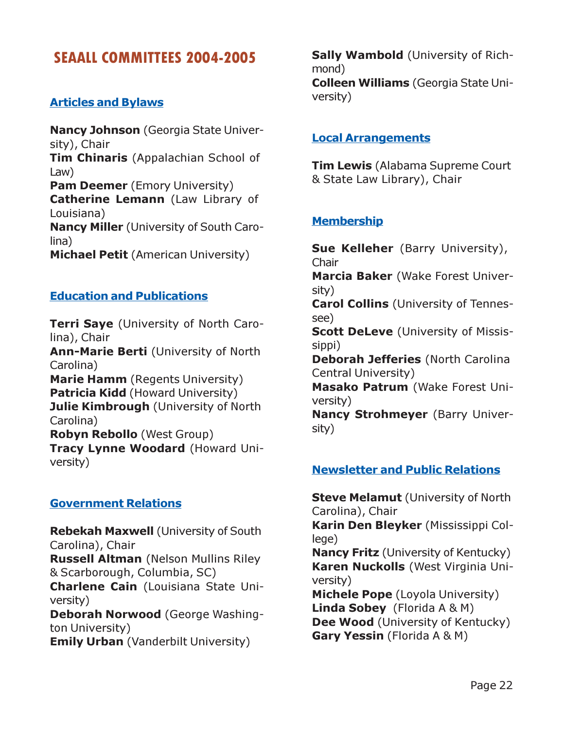# SEAALL COMMITTEES 2004-2005

## Articles and Bylaws

**Nancy Johnson** (Georgia State University), Chair
**Tim Chinaris** (Appalachian School of Law)
**Pam Deemer** (Emory University)
**Catherine Lemann** (Law Library of Louisiana)
**Nancy Miller** (University of South Carolina)
**Michael Petit** (American University)

## Education and Publications

**Terri Saye** (University of North Carolina), Chair
**Ann-Marie Berti** (University of North Carolina)
**Marie Hamm** (Regents University)
**Patricia Kidd** (Howard University)
**Julie Kimbrough** (University of North Carolina)
**Robyn Rebollo** (West Group)
**Tracy Lynne Woodard** (Howard University)

## Government Relations

**Rebekah Maxwell** (University of South Carolina), Chair
**Russell Altman** (Nelson Mullins Riley & Scarborough, Columbia, SC)
**Charlene Cain** (Louisiana State University)
**Deborah Norwood** (George Washington University)
**Emily Urban** (Vanderbilt University)
**Sally Wambold** (University of Richmond)
**Colleen Williams** (Georgia State University)

## Local Arrangements

**Tim Lewis** (Alabama Supreme Court & State Law Library), Chair

## Membership

**Sue Kelleher** (Barry University), Chair
**Marcia Baker** (Wake Forest University)
**Carol Collins** (University of Tennessee)
**Scott DeLeve** (University of Mississippi)
**Deborah Jefferies** (North Carolina Central University)
**Masako Patrum** (Wake Forest University)
**Nancy Strohmeyer** (Barry University)

## Newsletter and Public Relations

**Steve Melamut** (University of North Carolina), Chair
**Karin Den Bleyker** (Mississippi College)
**Nancy Fritz** (University of Kentucky)
**Karen Nuckolls** (West Virginia University)
**Michele Pope** (Loyola University)
**Linda Sobey** (Florida A & M)
**Dee Wood** (University of Kentucky)
**Gary Yessin** (Florida A & M)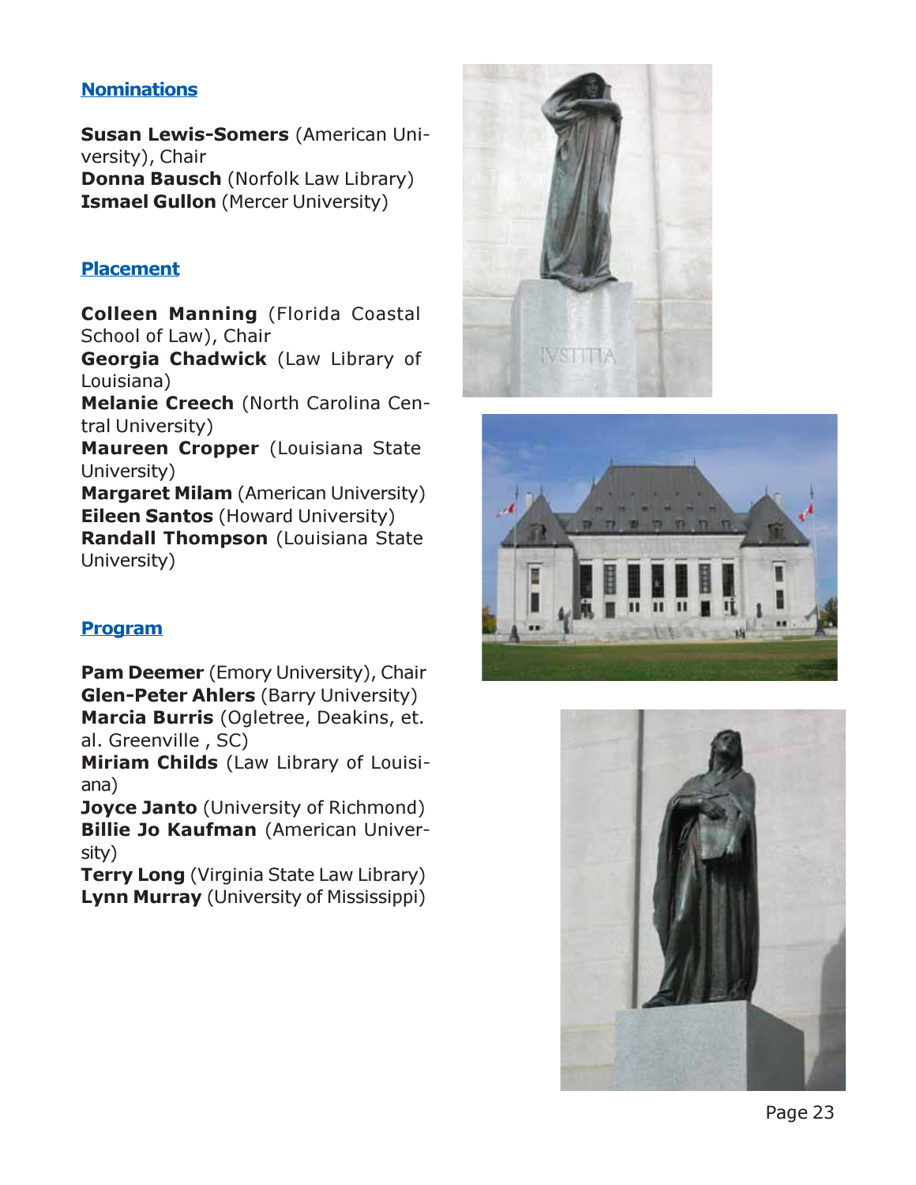## Nominations

**Susan Lewis-Somers** (American University), Chair
**Donna Bausch** (Norfolk Law Library)
**Ismael Gullon** (Mercer University)

## Placement

**Colleen Manning** (Florida Coastal School of Law), Chair
**Georgia Chadwick** (Law Library of Louisiana)
**Melanie Creech** (North Carolina Central University)
**Maureen Cropper** (Louisiana State University)
**Margaret Milam** (American University)
**Eileen Santos** (Howard University)
**Randall Thompson** (Louisiana State University)

## Program

**Pam Deemer** (Emory University), Chair
**Glen-Peter Ahlers** (Barry University)
**Marcia Burris** (Ogletree, Deakins, et. al. Greenville , SC)
**Miriam Childs** (Law Library of Louisiana)
**Joyce Janto** (University of Richmond)
**Billie Jo Kaufman** (American University)
**Terry Long** (Virginia State Law Library)
**Lynn Murray** (University of Mississippi)